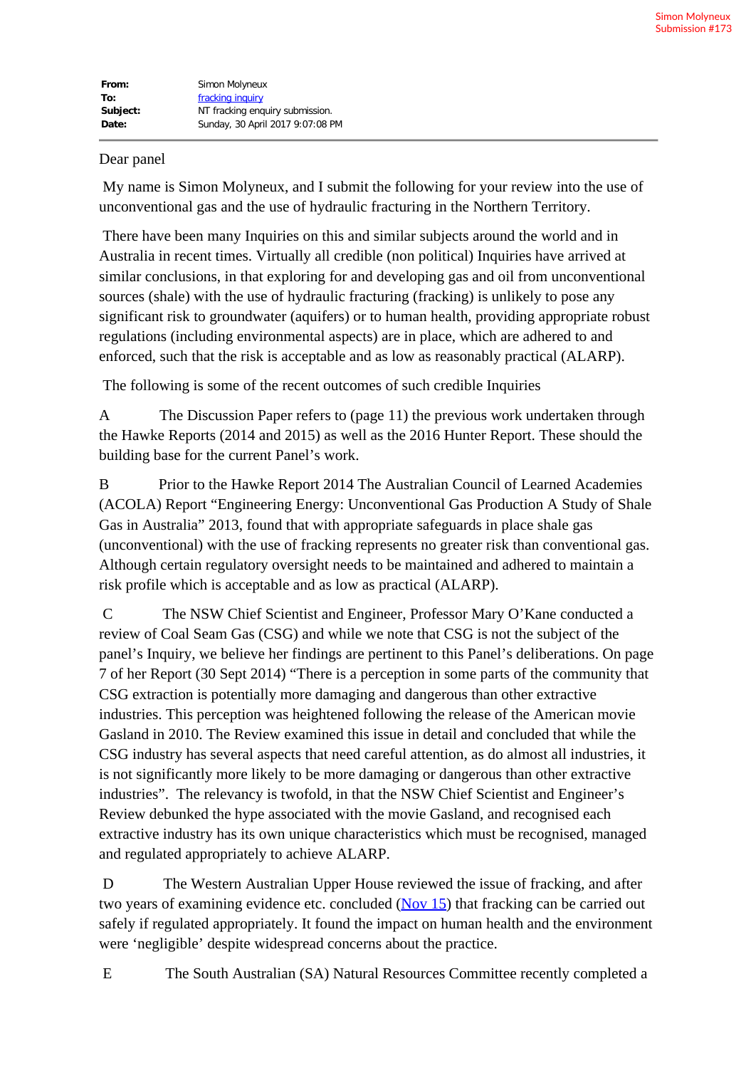Simon Molyneux
Submission #173

**From:** Simon Molyneux
**To:** [fracking inquiry]()
**Subject:** NT fracking enquiry submission.
**Date:** Sunday, 30 April 2017 9:07:08 PM

---

Dear panel

My name is Simon Molyneux, and I submit the following for your review into the use of unconventional gas and the use of hydraulic fracturing in the Northern Territory.

There have been many Inquiries on this and similar subjects around the world and in Australia in recent times. Virtually all credible (non political) Inquiries have arrived at similar conclusions, in that exploring for and developing gas and oil from unconventional sources (shale) with the use of hydraulic fracturing (fracking) is unlikely to pose any significant risk to groundwater (aquifers) or to human health, providing appropriate robust regulations (including environmental aspects) are in place, which are adhered to and enforced, such that the risk is acceptable and as low as reasonably practical (ALARP).

The following is some of the recent outcomes of such credible Inquiries

A The Discussion Paper refers to (page 11) the previous work undertaken through the Hawke Reports (2014 and 2015) as well as the 2016 Hunter Report. These should the building base for the current Panel's work.

B Prior to the Hawke Report 2014 The Australian Council of Learned Academies (ACOLA) Report "Engineering Energy: Unconventional Gas Production A Study of Shale Gas in Australia" 2013, found that with appropriate safeguards in place shale gas (unconventional) with the use of fracking represents no greater risk than conventional gas. Although certain regulatory oversight needs to be maintained and adhered to maintain a risk profile which is acceptable and as low as practical (ALARP).

C The NSW Chief Scientist and Engineer, Professor Mary O'Kane conducted a review of Coal Seam Gas (CSG) and while we note that CSG is not the subject of the panel's Inquiry, we believe her findings are pertinent to this Panel's deliberations. On page 7 of her Report (30 Sept 2014) "There is a perception in some parts of the community that CSG extraction is potentially more damaging and dangerous than other extractive industries. This perception was heightened following the release of the American movie Gasland in 2010. The Review examined this issue in detail and concluded that while the CSG industry has several aspects that need careful attention, as do almost all industries, it is not significantly more likely to be more damaging or dangerous than other extractive industries". The relevancy is twofold, in that the NSW Chief Scientist and Engineer's Review debunked the hype associated with the movie Gasland, and recognised each extractive industry has its own unique characteristics which must be recognised, managed and regulated appropriately to achieve ALARP.

D The Western Australian Upper House reviewed the issue of fracking, and after two years of examining evidence etc. concluded ([Nov 15]()) that fracking can be carried out safely if regulated appropriately. It found the impact on human health and the environment were 'negligible' despite widespread concerns about the practice.

E The South Australian (SA) Natural Resources Committee recently completed a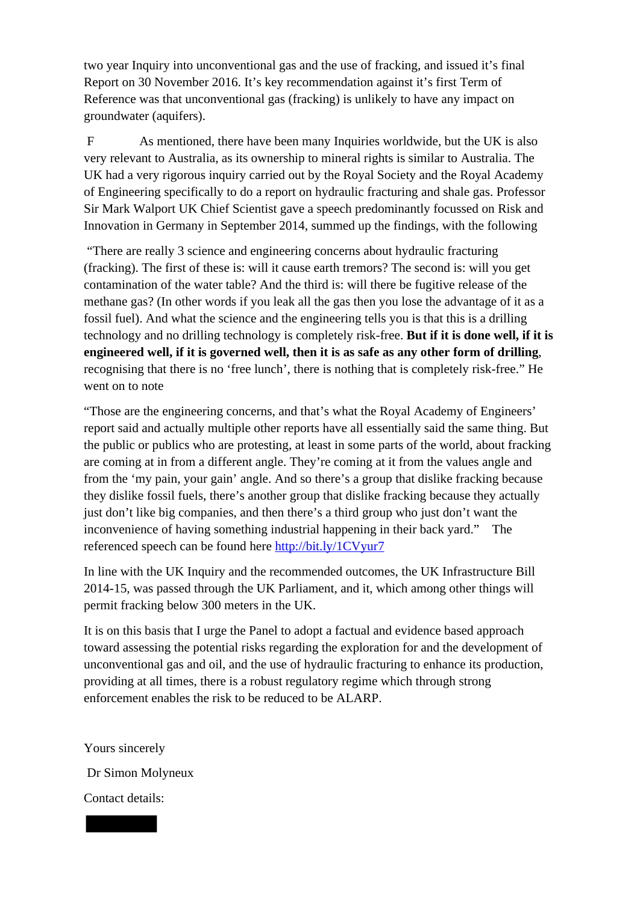two year Inquiry into unconventional gas and the use of fracking, and issued it's final Report on 30 November 2016. It's key recommendation against it's first Term of Reference was that unconventional gas (fracking) is unlikely to have any impact on groundwater (aquifers).

F As mentioned, there have been many Inquiries worldwide, but the UK is also very relevant to Australia, as its ownership to mineral rights is similar to Australia. The UK had a very rigorous inquiry carried out by the Royal Society and the Royal Academy of Engineering specifically to do a report on hydraulic fracturing and shale gas. Professor Sir Mark Walport UK Chief Scientist gave a speech predominantly focussed on Risk and Innovation in Germany in September 2014, summed up the findings, with the following

"There are really 3 science and engineering concerns about hydraulic fracturing (fracking). The first of these is: will it cause earth tremors? The second is: will you get contamination of the water table? And the third is: will there be fugitive release of the methane gas? (In other words if you leak all the gas then you lose the advantage of it as a fossil fuel). And what the science and the engineering tells you is that this is a drilling technology and no drilling technology is completely risk-free. **But if it is done well, if it is engineered well, if it is governed well, then it is as safe as any other form of drilling**, recognising that there is no 'free lunch', there is nothing that is completely risk-free." He went on to note

"Those are the engineering concerns, and that's what the Royal Academy of Engineers' report said and actually multiple other reports have all essentially said the same thing. But the public or publics who are protesting, at least in some parts of the world, about fracking are coming at in from a different angle. They're coming at it from the values angle and from the 'my pain, your gain' angle. And so there's a group that dislike fracking because they dislike fossil fuels, there's another group that dislike fracking because they actually just don't like big companies, and then there's a third group who just don't want the inconvenience of having something industrial happening in their back yard." The referenced speech can be found here http://bit.ly/1CVyur7

In line with the UK Inquiry and the recommended outcomes, the UK Infrastructure Bill 2014-15, was passed through the UK Parliament, and it, which among other things will permit fracking below 300 meters in the UK.

It is on this basis that I urge the Panel to adopt a factual and evidence based approach toward assessing the potential risks regarding the exploration for and the development of unconventional gas and oil, and the use of hydraulic fracturing to enhance its production, providing at all times, there is a robust regulatory regime which through strong enforcement enables the risk to be reduced to be ALARP.

Yours sincerely

Dr Simon Molyneux

Contact details: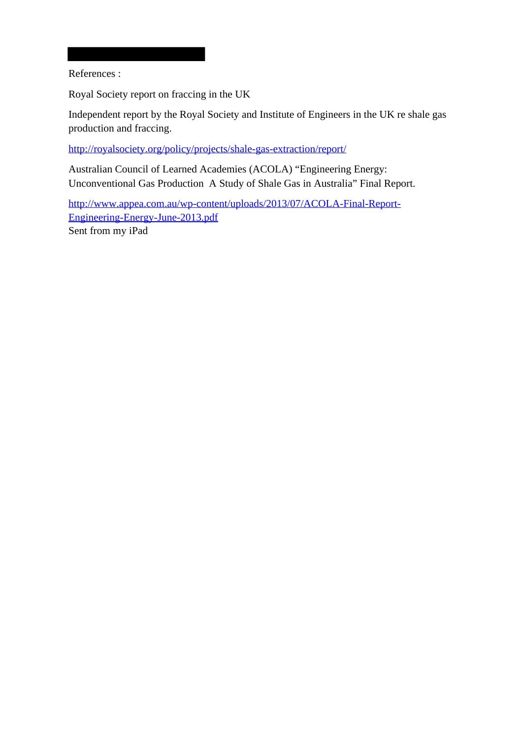References :

Royal Society report on fraccing in the UK

Independent report by the Royal Society and Institute of Engineers in the UK re shale gas production and fraccing.

http://royalsociety.org/policy/projects/shale-gas-extraction/report/

Australian Council of Learned Academies (ACOLA) "Engineering Energy: Unconventional Gas Production  A Study of Shale Gas in Australia" Final Report.

http://www.appea.com.au/wp-content/uploads/2013/07/ACOLA-Final-Report-Engineering-Energy-June-2013.pdf
Sent from my iPad